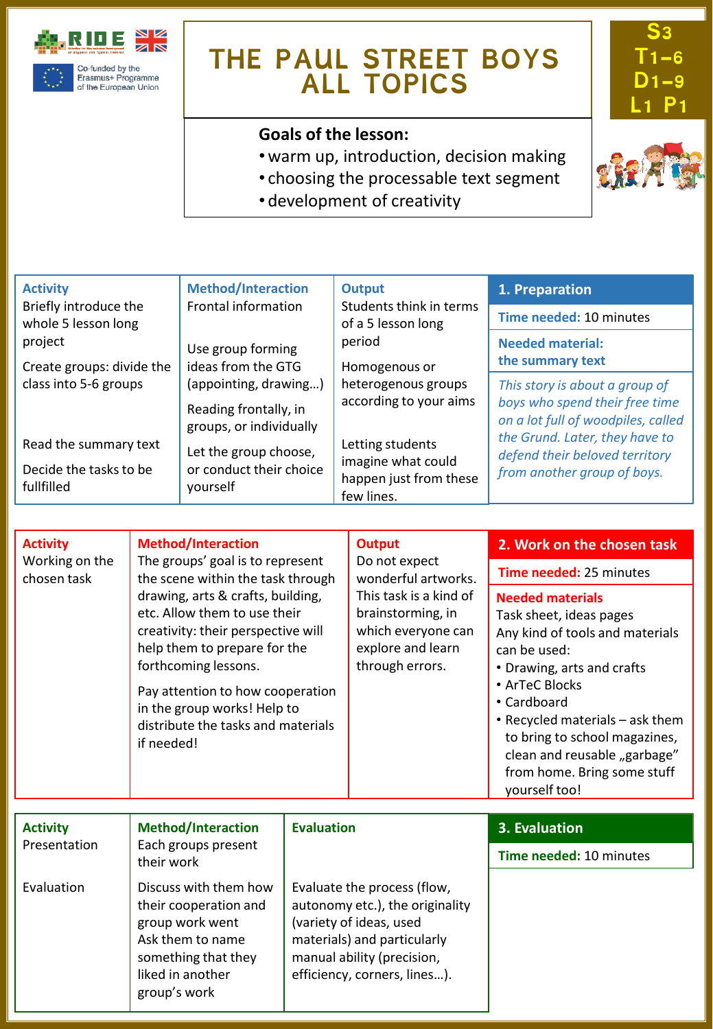# THE PAUL STREET BOYS ALL TOPICS

S3 T1–6 D1–9 L1 P1

Co-funded by the Erasmus+ Programme of the European Union

**Goals of the lesson:**
- warm up, introduction, decision making
- choosing the processable text segment
- development of creativity

## 1. Preparation

**Time needed:** 10 minutes

**Needed material: the summary text**

*This story is about a group of boys who spend their free time on a lot full of woodpiles, called the Grund. Later, they have to defend their beloved territory from another group of boys.*

| Activity | Method/Interaction | Output |
|---|---|---|
| Briefly introduce the whole 5 lesson long project | Frontal information | Students think in terms of a 5 lesson long period |
| Create groups: divide the class into 5-6 groups | Use group forming ideas from the GTG (appointing, drawing…) | Homogenous or heterogenous groups according to your aims |
| Read the summary text | Reading frontally, in groups, or individually | Letting students imagine what could happen just from these few lines. |
| Decide the tasks to be fullfilled | Let the group choose, or conduct their choice yourself | |

## 2. Work on the chosen task

**Time needed:** 25 minutes

**Needed materials**

Task sheet, ideas pages

Any kind of tools and materials can be used:
- Drawing, arts and crafts
- ArTeC Blocks
- Cardboard
- Recycled materials – ask them to bring to school magazines, clean and reusable „garbage" from home. Bring some stuff yourself too!

| Activity | Method/Interaction | Output |
|---|---|---|
| Working on the chosen task | The groups' goal is to represent the scene within the task through drawing, arts & crafts, building, etc. Allow them to use their creativity: their perspective will help them to prepare for the forthcoming lessons.<br><br>Pay attention to how cooperation in the group works! Help to distribute the tasks and materials if needed! | Do not expect wonderful artworks. This task is a kind of brainstorming, in which everyone can explore and learn through errors. |

## 3. Evaluation

**Time needed:** 10 minutes

| Activity | Method/Interaction | Evaluation |
|---|---|---|
| Presentation | Each groups present their work | |
| Evaluation | Discuss with them how their cooperation and group work went<br>Ask them to name something that they liked in another group's work | Evaluate the process (flow, autonomy etc.), the originality (variety of ideas, used materials) and particularly manual ability (precision, efficiency, corners, lines…). |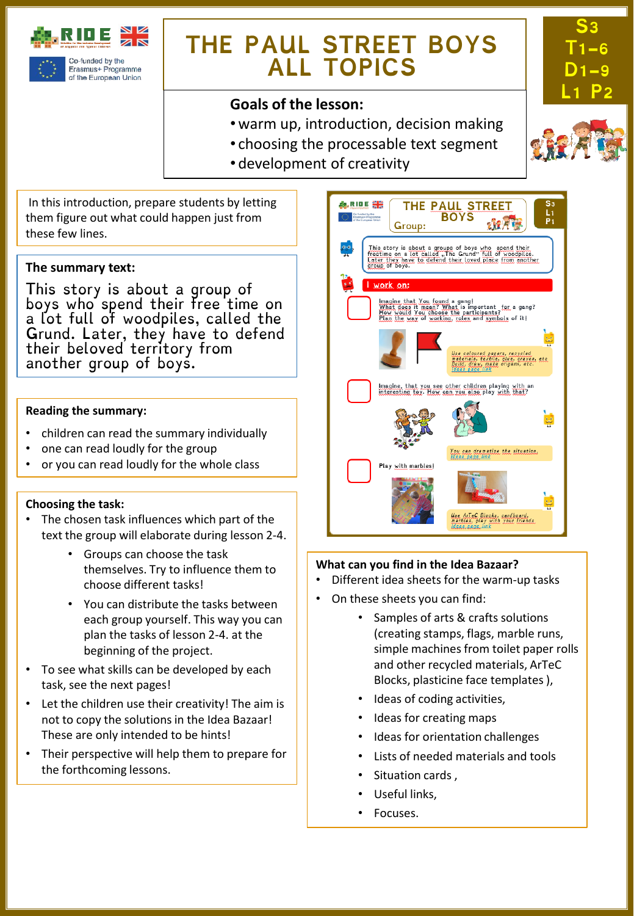# THE PAUL STREET BOYS ALL TOPICS

S3 T1–6 D1–9 L1 P2

**Goals of the lesson:**

- warm up, introduction, decision making
- choosing the processable text segment
- development of creativity

In this introduction, prepare students by letting them figure out what could happen just from these few lines.

**The summary text:**

This story is about a group of boys who spend their free time on a lot full of woodpiles, called the Grund. Later, they have to defend their beloved territory from another group of boys.

**Reading the summary:**

- children can read the summary individually
- one can read loudly for the group
- or you can read loudly for the whole class

**Choosing the task:**

- The chosen task influences which part of the text the group will elaborate during lesson 2-4.
  - Groups can choose the task themselves. Try to influence them to choose different tasks!
  - You can distribute the tasks between each group yourself. This way you can plan the tasks of lesson 2-4. at the beginning of the project.
- To see what skills can be developed by each task, see the next pages!
- Let the children use their creativity! The aim is not to copy the solutions in the Idea Bazaar! These are only intended to be hints!
- Their perspective will help them to prepare for the forthcoming lessons.

THE PAUL STREET BOYS

Group:

S3 L1 P1

This story is about a groups of boys who spend their freetime on a lot called „The Grund" full of woodpiles. Later they have to defend their loved place from another group of boys.

I work on:

Imagine that You found a gang! What does it mean? What is important for a gang? How would You choose the participants? Plan the way of working, roles and symbols of it!

Use coloured papers, recycled materials, textile, glue, crayon, etc. Build, draw, make origami, etc. Ideas page link

Imagine, that you see other children playing with an interesting toy. How can you also play with that?

You can dramatize the situation. Ideas page link

Play with marbles!

Use ArTeC Blocks, cardboard, marbles, play with your friends. Ideas page link

**What can you find in the Idea Bazaar?**

- Different idea sheets for the warm-up tasks
- On these sheets you can find:
  - Samples of arts & crafts solutions (creating stamps, flags, marble runs, simple machines from toilet paper rolls and other recycled materials, ArTeC Blocks, plasticine face templates ),
  - Ideas of coding activities,
  - Ideas for creating maps
  - Ideas for orientation challenges
  - Lists of needed materials and tools
  - Situation cards ,
  - Useful links,
  - Focuses.